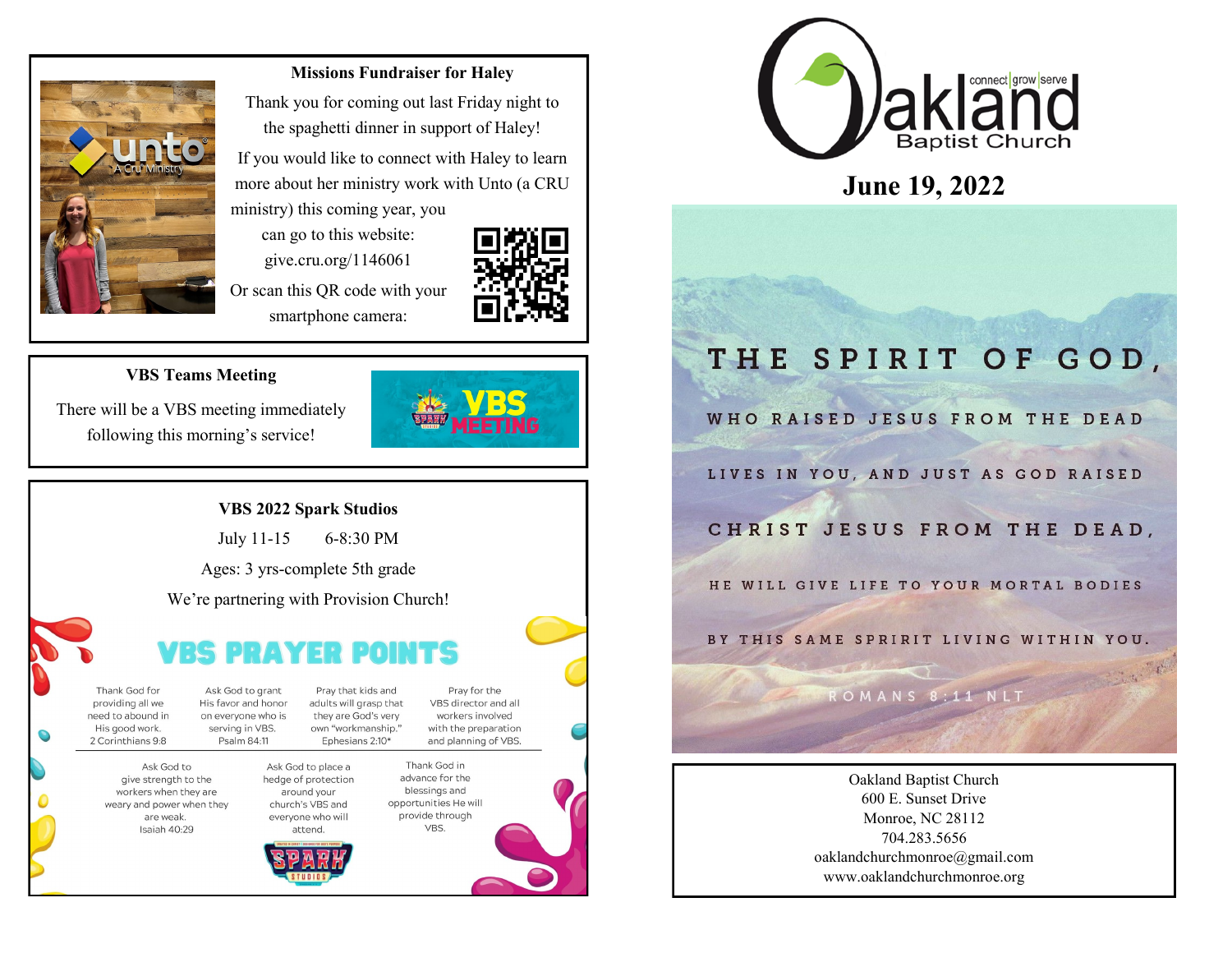## Missions Fundraiser for Haley

Thank you for coming out last Friday night to the spaghetti dinner in support of Haley!

If you would like to connect with Haley to learn more about her ministry work with Unto (a CRU ministry) this coming year, you can go to this website: give.cru.org/1146061

Or scan this QR code with your smartphone camera:

## VBS Teams Meeting

There will be a VBS meeting immediately following this morning's service!

## VBS 2022 Spark Studios

July 11-15 6-8:30 PM

Ages: 3 yrs-complete 5th grade

We're partnering with Provision Church!

### VBS PRAYER POINTS

- Thank God for providing all we need to abound in His good work. 2 Corinthians 9:8
- Ask God to grant His favor and honor on everyone who is serving in VBS. Psalm 84:11
- Pray that kids and adults will grasp that they are God's very own "workmanship." Ephesians 2:10*
- Pray for the VBS director and all workers involved with the preparation and planning of VBS.
- Ask God to give strength to the workers when they are weary and power when they are weak. Isaiah 40:29
- Ask God to place a hedge of protection around your church's VBS and everyone who will attend.
- Thank God in advance for the blessings and opportunities He will provide through VBS.

# Oakland Baptist Church

connect | grow | serve

## June 19, 2022

THE SPIRIT OF GOD, WHO RAISED JESUS FROM THE DEAD LIVES IN YOU, AND JUST AS GOD RAISED CHRIST JESUS FROM THE DEAD, HE WILL GIVE LIFE TO YOUR MORTAL BODIES BY THIS SAME SPRIRIT LIVING WITHIN YOU.

ROMANS 8:11 NLT

Oakland Baptist Church
600 E. Sunset Drive
Monroe, NC 28112
704.283.5656
oaklandchurchmonroe@gmail.com
www.oaklandchurchmonroe.org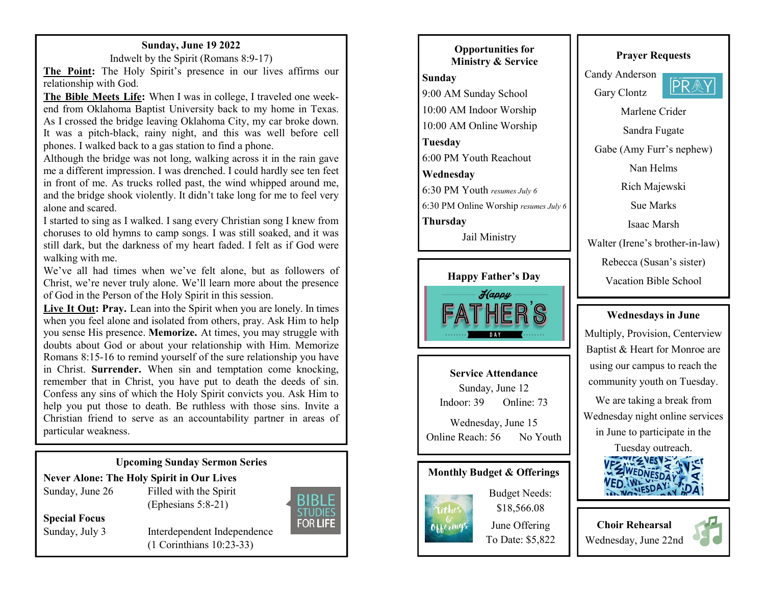**Sunday, June 19 2022**

Indwelt by the Spirit (Romans 8:9-17)

**The Point:** The Holy Spirit's presence in our lives affirms our relationship with God.

**The Bible Meets Life:** When I was in college, I traveled one weekend from Oklahoma Baptist University back to my home in Texas. As I crossed the bridge leaving Oklahoma City, my car broke down. It was a pitch-black, rainy night, and this was well before cell phones. I walked back to a gas station to find a phone.

Although the bridge was not long, walking across it in the rain gave me a different impression. I was drenched. I could hardly see ten feet in front of me. As trucks rolled past, the wind whipped around me, and the bridge shook violently. It didn't take long for me to feel very alone and scared.

I started to sing as I walked. I sang every Christian song I knew from choruses to old hymns to camp songs. I was still soaked, and it was still dark, but the darkness of my heart faded. I felt as if God were walking with me.

We've all had times when we've felt alone, but as followers of Christ, we're never truly alone. We'll learn more about the presence of God in the Person of the Holy Spirit in this session.

**Live It Out: Pray.** Lean into the Spirit when you are lonely. In times when you feel alone and isolated from others, pray. Ask Him to help you sense His presence. **Memorize.** At times, you may struggle with doubts about God or about your relationship with Him. Memorize Romans 8:15-16 to remind yourself of the sure relationship you have in Christ. **Surrender.** When sin and temptation come knocking, remember that in Christ, you have put to death the deeds of sin. Confess any sins of which the Holy Spirit convicts you. Ask Him to help you put those to death. Be ruthless with those sins. Invite a Christian friend to serve as an accountability partner in areas of particular weakness.

**Upcoming Sunday Sermon Series**

**Never Alone: The Holy Spirit in Our Lives**

Sunday, June 26 — Filled with the Spirit (Ephesians 5:8-21)

**Special Focus**

Sunday, July 3 — Interdependent Independence (1 Corinthians 10:23-33)

BIBLE STUDIES FOR LIFE

**Opportunities for Ministry & Service**

**Sunday**
9:00 AM Sunday School
10:00 AM Indoor Worship
10:00 AM Online Worship

**Tuesday**
6:00 PM Youth Reachout

**Wednesday**
6:30 PM Youth *resumes July 6*
6:30 PM Online Worship *resumes July 6*

**Thursday**
Jail Ministry

**Happy Father's Day**

Happy FATHER'S DAY

**Service Attendance**

Sunday, June 12
Indoor: 39 Online: 73

Wednesday, June 15
Online Reach: 56 No Youth

**Monthly Budget & Offerings**

Tithes & Offerings

Budget Needs: $18,566.08

June Offering To Date: $5,822

**Prayer Requests**

Candy Anderson
Gary Clontz
Marlene Crider
Sandra Fugate
Gabe (Amy Furr's nephew)
Nan Helms
Rich Majewski
Sue Marks
Isaac Marsh
Walter (Irene's brother-in-law)
Rebecca (Susan's sister)
Vacation Bible School

**Wednesdays in June**

Multiply, Provision, Centerview Baptist & Heart for Monroe are using our campus to reach the community youth on Tuesday.

We are taking a break from Wednesday night online services in June to participate in the Tuesday outreach.

**Choir Rehearsal**

Wednesday, June 22nd